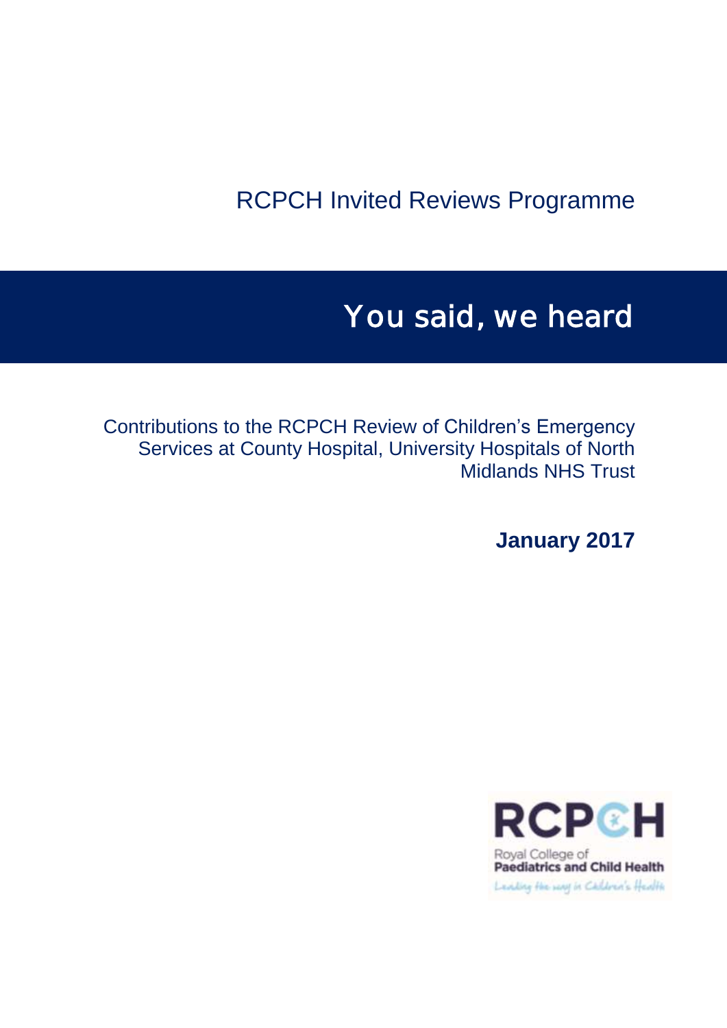RCPCH Invited Reviews Programme

# You said, we heard

Contributions to the RCPCH Review of Children's Emergency Services at County Hospital, University Hospitals of North Midlands NHS Trust

**January 2017**

RCPCH
Royal College of
**Paediatrics and Child Health**
*Leading the way in Children's Health*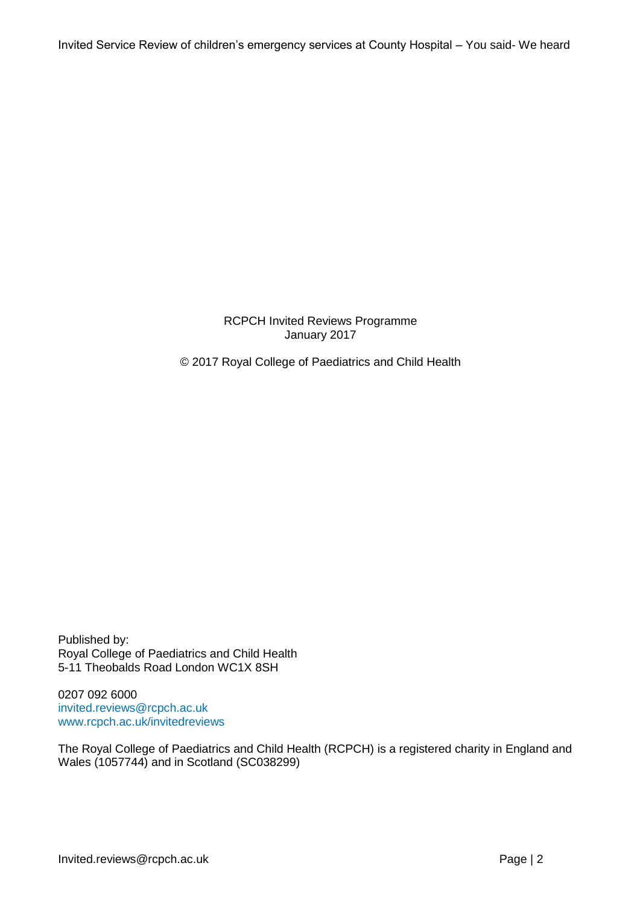RCPCH Invited Reviews Programme
January 2017

© 2017 Royal College of Paediatrics and Child Health

Published by:
Royal College of Paediatrics and Child Health
5-11 Theobalds Road London WC1X 8SH

0207 092 6000
invited.reviews@rcpch.ac.uk
www.rcpch.ac.uk/invitedreviews

The Royal College of Paediatrics and Child Health (RCPCH) is a registered charity in England and Wales (1057744) and in Scotland (SC038299)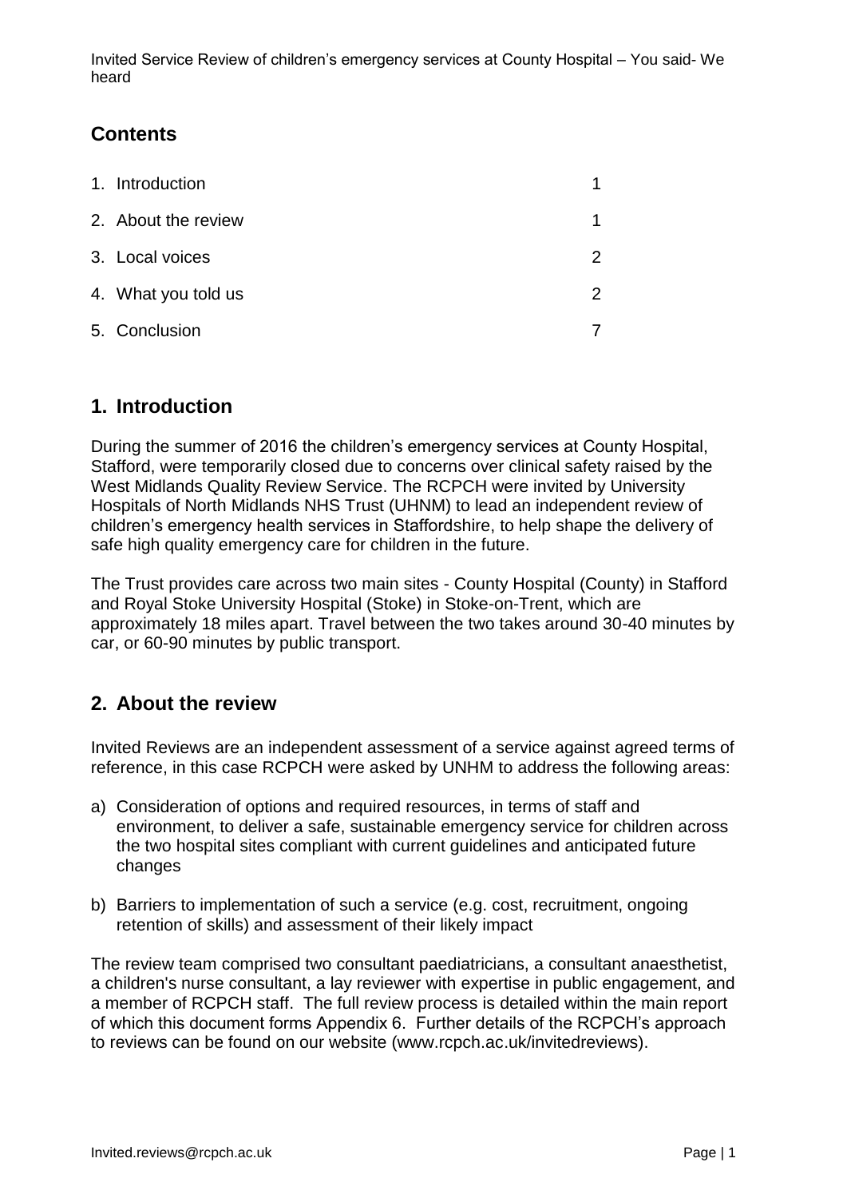## Contents

| | |
|---|---|
| 1. Introduction | 1 |
| 2. About the review | 1 |
| 3. Local voices | 2 |
| 4. What you told us | 2 |
| 5. Conclusion | 7 |

## 1. Introduction

During the summer of 2016 the children's emergency services at County Hospital, Stafford, were temporarily closed due to concerns over clinical safety raised by the West Midlands Quality Review Service. The RCPCH were invited by University Hospitals of North Midlands NHS Trust (UHNM) to lead an independent review of children's emergency health services in Staffordshire, to help shape the delivery of safe high quality emergency care for children in the future.

The Trust provides care across two main sites - County Hospital (County) in Stafford and Royal Stoke University Hospital (Stoke) in Stoke-on-Trent, which are approximately 18 miles apart. Travel between the two takes around 30-40 minutes by car, or 60-90 minutes by public transport.

## 2. About the review

Invited Reviews are an independent assessment of a service against agreed terms of reference, in this case RCPCH were asked by UNHM to address the following areas:

a) Consideration of options and required resources, in terms of staff and environment, to deliver a safe, sustainable emergency service for children across the two hospital sites compliant with current guidelines and anticipated future changes

b) Barriers to implementation of such a service (e.g. cost, recruitment, ongoing retention of skills) and assessment of their likely impact

The review team comprised two consultant paediatricians, a consultant anaesthetist, a children's nurse consultant, a lay reviewer with expertise in public engagement, and a member of RCPCH staff. The full review process is detailed within the main report of which this document forms Appendix 6. Further details of the RCPCH's approach to reviews can be found on our website (www.rcpch.ac.uk/invitedreviews).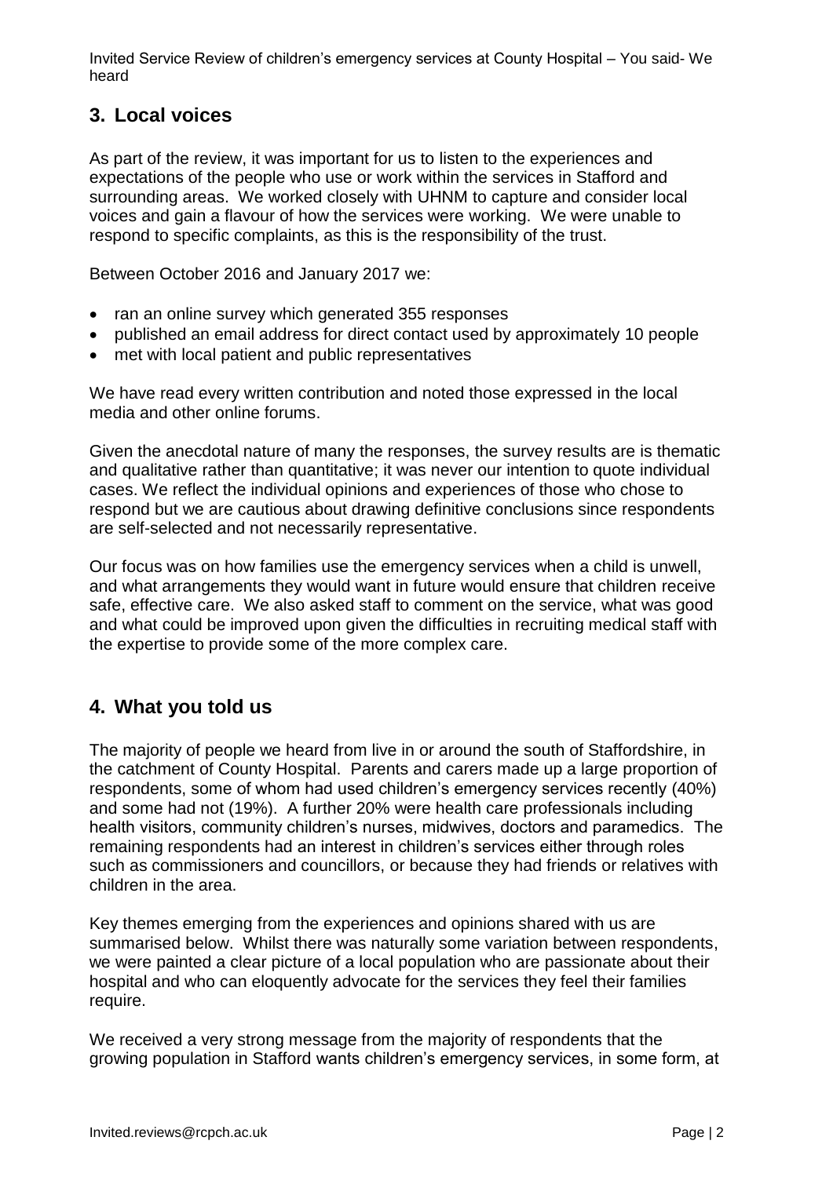## 3. Local voices

As part of the review, it was important for us to listen to the experiences and expectations of the people who use or work within the services in Stafford and surrounding areas. We worked closely with UHNM to capture and consider local voices and gain a flavour of how the services were working. We were unable to respond to specific complaints, as this is the responsibility of the trust.

Between October 2016 and January 2017 we:

- ran an online survey which generated 355 responses
- published an email address for direct contact used by approximately 10 people
- met with local patient and public representatives

We have read every written contribution and noted those expressed in the local media and other online forums.

Given the anecdotal nature of many the responses, the survey results are is thematic and qualitative rather than quantitative; it was never our intention to quote individual cases. We reflect the individual opinions and experiences of those who chose to respond but we are cautious about drawing definitive conclusions since respondents are self-selected and not necessarily representative.

Our focus was on how families use the emergency services when a child is unwell, and what arrangements they would want in future would ensure that children receive safe, effective care. We also asked staff to comment on the service, what was good and what could be improved upon given the difficulties in recruiting medical staff with the expertise to provide some of the more complex care.

## 4. What you told us

The majority of people we heard from live in or around the south of Staffordshire, in the catchment of County Hospital. Parents and carers made up a large proportion of respondents, some of whom had used children's emergency services recently (40%) and some had not (19%). A further 20% were health care professionals including health visitors, community children's nurses, midwives, doctors and paramedics. The remaining respondents had an interest in children's services either through roles such as commissioners and councillors, or because they had friends or relatives with children in the area.

Key themes emerging from the experiences and opinions shared with us are summarised below. Whilst there was naturally some variation between respondents, we were painted a clear picture of a local population who are passionate about their hospital and who can eloquently advocate for the services they feel their families require.

We received a very strong message from the majority of respondents that the growing population in Stafford wants children's emergency services, in some form, at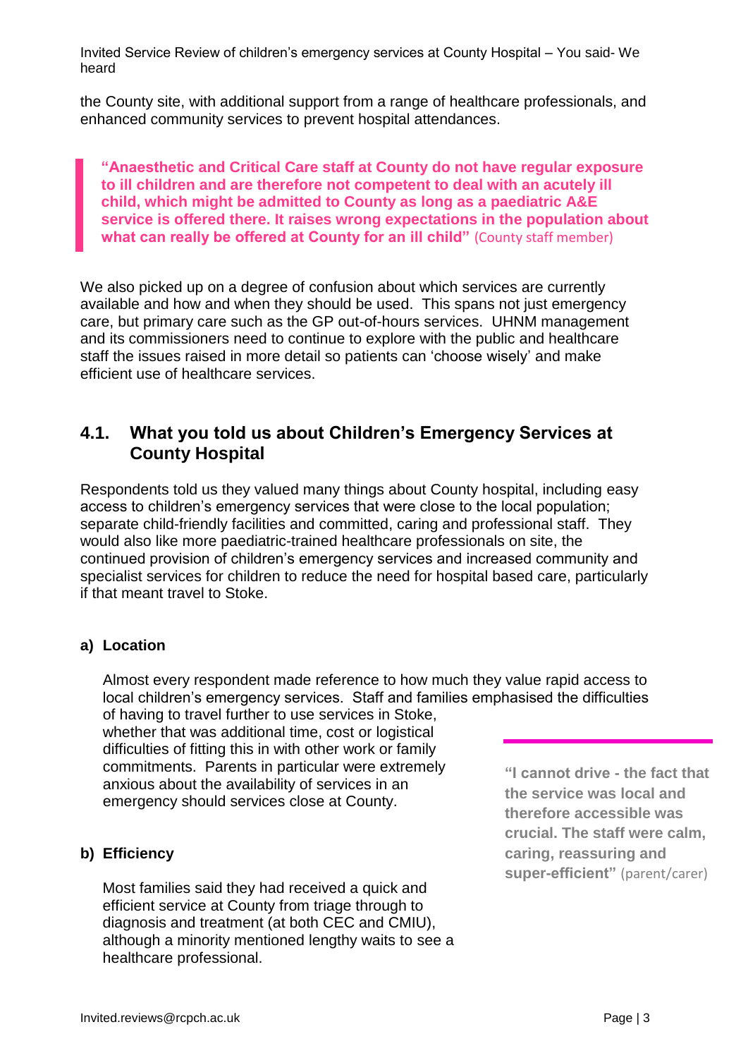the County site, with additional support from a range of healthcare professionals, and enhanced community services to prevent hospital attendances.

> **"Anaesthetic and Critical Care staff at County do not have regular exposure to ill children and are therefore not competent to deal with an acutely ill child, which might be admitted to County as long as a paediatric A&E service is offered there. It raises wrong expectations in the population about what can really be offered at County for an ill child"** (County staff member)

We also picked up on a degree of confusion about which services are currently available and how and when they should be used. This spans not just emergency care, but primary care such as the GP out-of-hours services. UHNM management and its commissioners need to continue to explore with the public and healthcare staff the issues raised in more detail so patients can 'choose wisely' and make efficient use of healthcare services.

## 4.1. What you told us about Children's Emergency Services at County Hospital

Respondents told us they valued many things about County hospital, including easy access to children's emergency services that were close to the local population; separate child-friendly facilities and committed, caring and professional staff. They would also like more paediatric-trained healthcare professionals on site, the continued provision of children's emergency services and increased community and specialist services for children to reduce the need for hospital based care, particularly if that meant travel to Stoke.

### a) Location

Almost every respondent made reference to how much they value rapid access to local children's emergency services. Staff and families emphasised the difficulties of having to travel further to use services in Stoke, whether that was additional time, cost or logistical difficulties of fitting this in with other work or family commitments. Parents in particular were extremely anxious about the availability of services in an emergency should services close at County.

> **"I cannot drive - the fact that the service was local and therefore accessible was crucial. The staff were calm, caring, reassuring and super-efficient"** (parent/carer)

### b) Efficiency

Most families said they had received a quick and efficient service at County from triage through to diagnosis and treatment (at both CEC and CMIU), although a minority mentioned lengthy waits to see a healthcare professional.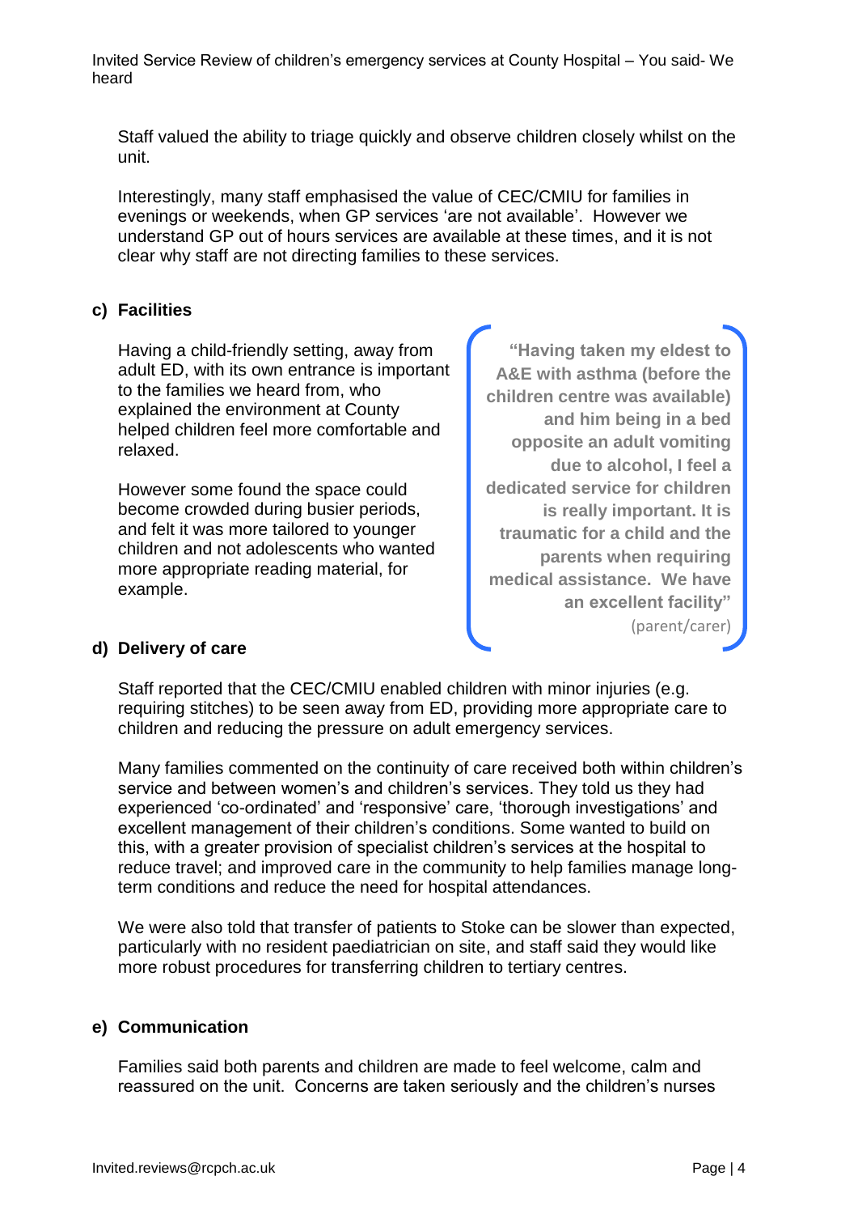Staff valued the ability to triage quickly and observe children closely whilst on the unit.

Interestingly, many staff emphasised the value of CEC/CMIU for families in evenings or weekends, when GP services 'are not available'. However we understand GP out of hours services are available at these times, and it is not clear why staff are not directing families to these services.

### c) Facilities

Having a child-friendly setting, away from adult ED, with its own entrance is important to the families we heard from, who explained the environment at County helped children feel more comfortable and relaxed.

However some found the space could become crowded during busier periods, and felt it was more tailored to younger children and not adolescents who wanted more appropriate reading material, for example.

> **"Having taken my eldest to A&E with asthma (before the children centre was available) and him being in a bed opposite an adult vomiting due to alcohol, I feel a dedicated service for children is really important. It is traumatic for a child and the parents when requiring medical assistance. We have an excellent facility"**
> (parent/carer)

### d) Delivery of care

Staff reported that the CEC/CMIU enabled children with minor injuries (e.g. requiring stitches) to be seen away from ED, providing more appropriate care to children and reducing the pressure on adult emergency services.

Many families commented on the continuity of care received both within children's service and between women's and children's services. They told us they had experienced 'co-ordinated' and 'responsive' care, 'thorough investigations' and excellent management of their children's conditions. Some wanted to build on this, with a greater provision of specialist children's services at the hospital to reduce travel; and improved care in the community to help families manage long-term conditions and reduce the need for hospital attendances.

We were also told that transfer of patients to Stoke can be slower than expected, particularly with no resident paediatrician on site, and staff said they would like more robust procedures for transferring children to tertiary centres.

### e) Communication

Families said both parents and children are made to feel welcome, calm and reassured on the unit. Concerns are taken seriously and the children's nurses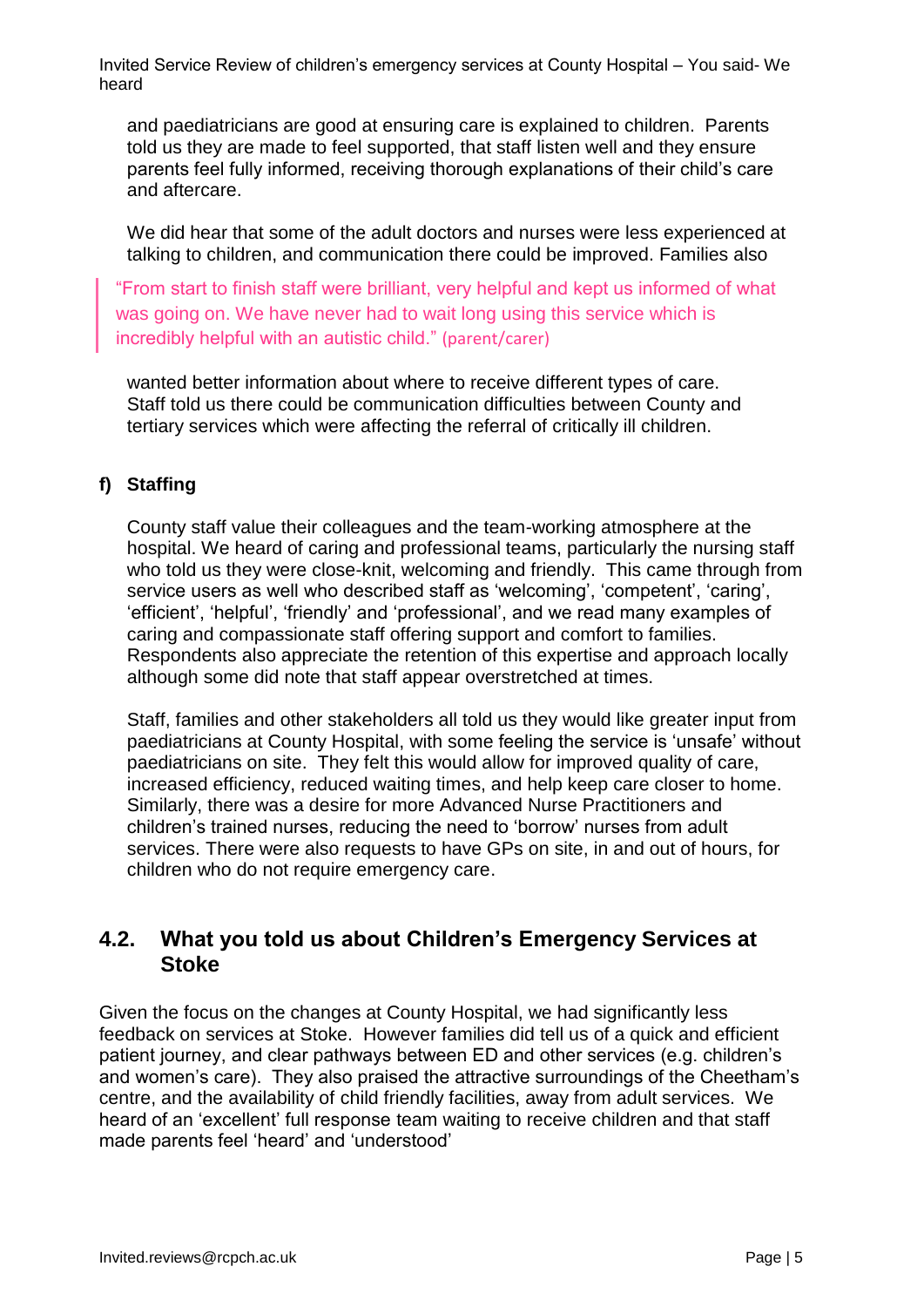and paediatricians are good at ensuring care is explained to children. Parents told us they are made to feel supported, that staff listen well and they ensure parents feel fully informed, receiving thorough explanations of their child's care and aftercare.

We did hear that some of the adult doctors and nurses were less experienced at talking to children, and communication there could be improved. Families also wanted better information about where to receive different types of care. Staff told us there could be communication difficulties between County and tertiary services which were affecting the referral of critically ill children.

> "From start to finish staff were brilliant, very helpful and kept us informed of what was going on. We have never had to wait long using this service which is incredibly helpful with an autistic child." (parent/carer)

### f) Staffing

County staff value their colleagues and the team-working atmosphere at the hospital. We heard of caring and professional teams, particularly the nursing staff who told us they were close-knit, welcoming and friendly. This came through from service users as well who described staff as 'welcoming', 'competent', 'caring', 'efficient', 'helpful', 'friendly' and 'professional', and we read many examples of caring and compassionate staff offering support and comfort to families. Respondents also appreciate the retention of this expertise and approach locally although some did note that staff appear overstretched at times.

Staff, families and other stakeholders all told us they would like greater input from paediatricians at County Hospital, with some feeling the service is 'unsafe' without paediatricians on site. They felt this would allow for improved quality of care, increased efficiency, reduced waiting times, and help keep care closer to home. Similarly, there was a desire for more Advanced Nurse Practitioners and children's trained nurses, reducing the need to 'borrow' nurses from adult services. There were also requests to have GPs on site, in and out of hours, for children who do not require emergency care.

## 4.2. What you told us about Children's Emergency Services at Stoke

Given the focus on the changes at County Hospital, we had significantly less feedback on services at Stoke. However families did tell us of a quick and efficient patient journey, and clear pathways between ED and other services (e.g. children's and women's care). They also praised the attractive surroundings of the Cheetham's centre, and the availability of child friendly facilities, away from adult services. We heard of an 'excellent' full response team waiting to receive children and that staff made parents feel 'heard' and 'understood'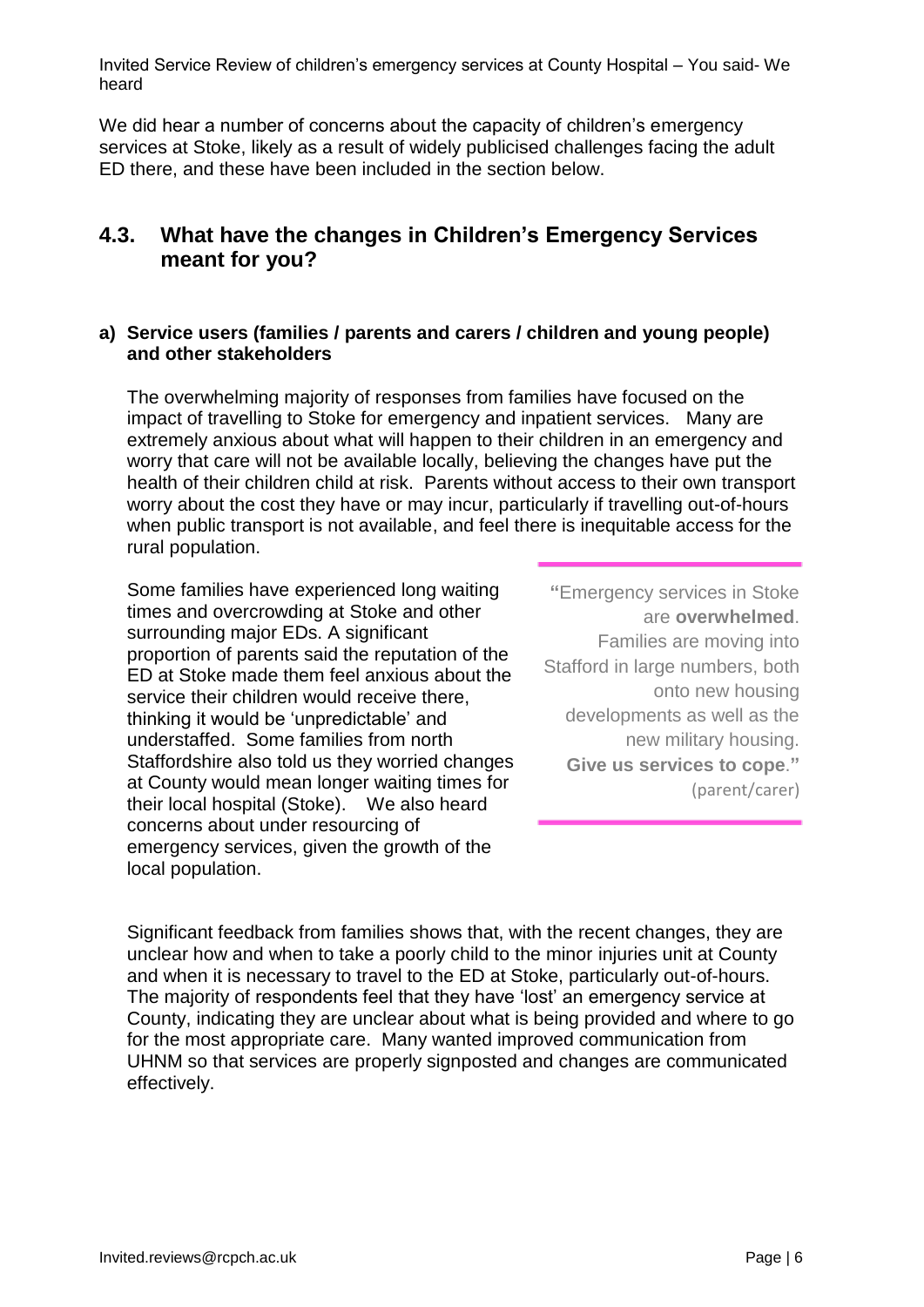We did hear a number of concerns about the capacity of children's emergency services at Stoke, likely as a result of widely publicised challenges facing the adult ED there, and these have been included in the section below.

## 4.3. What have the changes in Children's Emergency Services meant for you?

### a) Service users (families / parents and carers / children and young people) and other stakeholders

The overwhelming majority of responses from families have focused on the impact of travelling to Stoke for emergency and inpatient services. Many are extremely anxious about what will happen to their children in an emergency and worry that care will not be available locally, believing the changes have put the health of their children child at risk. Parents without access to their own transport worry about the cost they have or may incur, particularly if travelling out-of-hours when public transport is not available, and feel there is inequitable access for the rural population.

Some families have experienced long waiting times and overcrowding at Stoke and other surrounding major EDs. A significant proportion of parents said the reputation of the ED at Stoke made them feel anxious about the service their children would receive there, thinking it would be 'unpredictable' and understaffed. Some families from north Staffordshire also told us they worried changes at County would mean longer waiting times for their local hospital (Stoke). We also heard concerns about under resourcing of emergency services, given the growth of the local population.

> "Emergency services in Stoke are **overwhelmed**. Families are moving into Stafford in large numbers, both onto new housing developments as well as the new military housing. **Give us services to cope**." (parent/carer)

Significant feedback from families shows that, with the recent changes, they are unclear how and when to take a poorly child to the minor injuries unit at County and when it is necessary to travel to the ED at Stoke, particularly out-of-hours. The majority of respondents feel that they have 'lost' an emergency service at County, indicating they are unclear about what is being provided and where to go for the most appropriate care. Many wanted improved communication from UHNM so that services are properly signposted and changes are communicated effectively.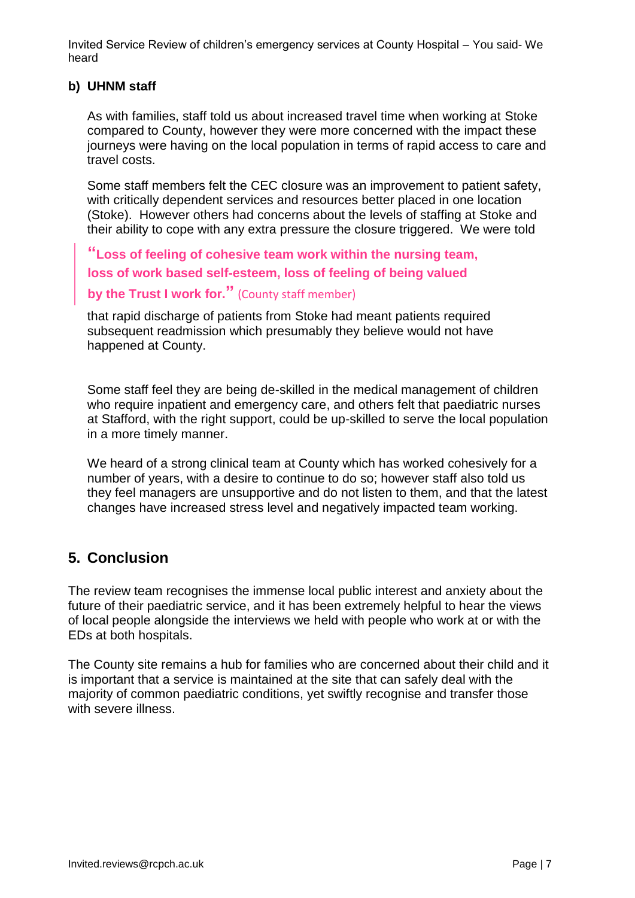### b) UHNM staff

As with families, staff told us about increased travel time when working at Stoke compared to County, however they were more concerned with the impact these journeys were having on the local population in terms of rapid access to care and travel costs.

Some staff members felt the CEC closure was an improvement to patient safety, with critically dependent services and resources better placed in one location (Stoke). However others had concerns about the levels of staffing at Stoke and their ability to cope with any extra pressure the closure triggered. We were told

> **"Loss of feeling of cohesive team work within the nursing team, loss of work based self-esteem, loss of feeling of being valued by the Trust I work for."** (County staff member)

that rapid discharge of patients from Stoke had meant patients required subsequent readmission which presumably they believe would not have happened at County.

Some staff feel they are being de-skilled in the medical management of children who require inpatient and emergency care, and others felt that paediatric nurses at Stafford, with the right support, could be up-skilled to serve the local population in a more timely manner.

We heard of a strong clinical team at County which has worked cohesively for a number of years, with a desire to continue to do so; however staff also told us they feel managers are unsupportive and do not listen to them, and that the latest changes have increased stress level and negatively impacted team working.

## 5. Conclusion

The review team recognises the immense local public interest and anxiety about the future of their paediatric service, and it has been extremely helpful to hear the views of local people alongside the interviews we held with people who work at or with the EDs at both hospitals.

The County site remains a hub for families who are concerned about their child and it is important that a service is maintained at the site that can safely deal with the majority of common paediatric conditions, yet swiftly recognise and transfer those with severe illness.